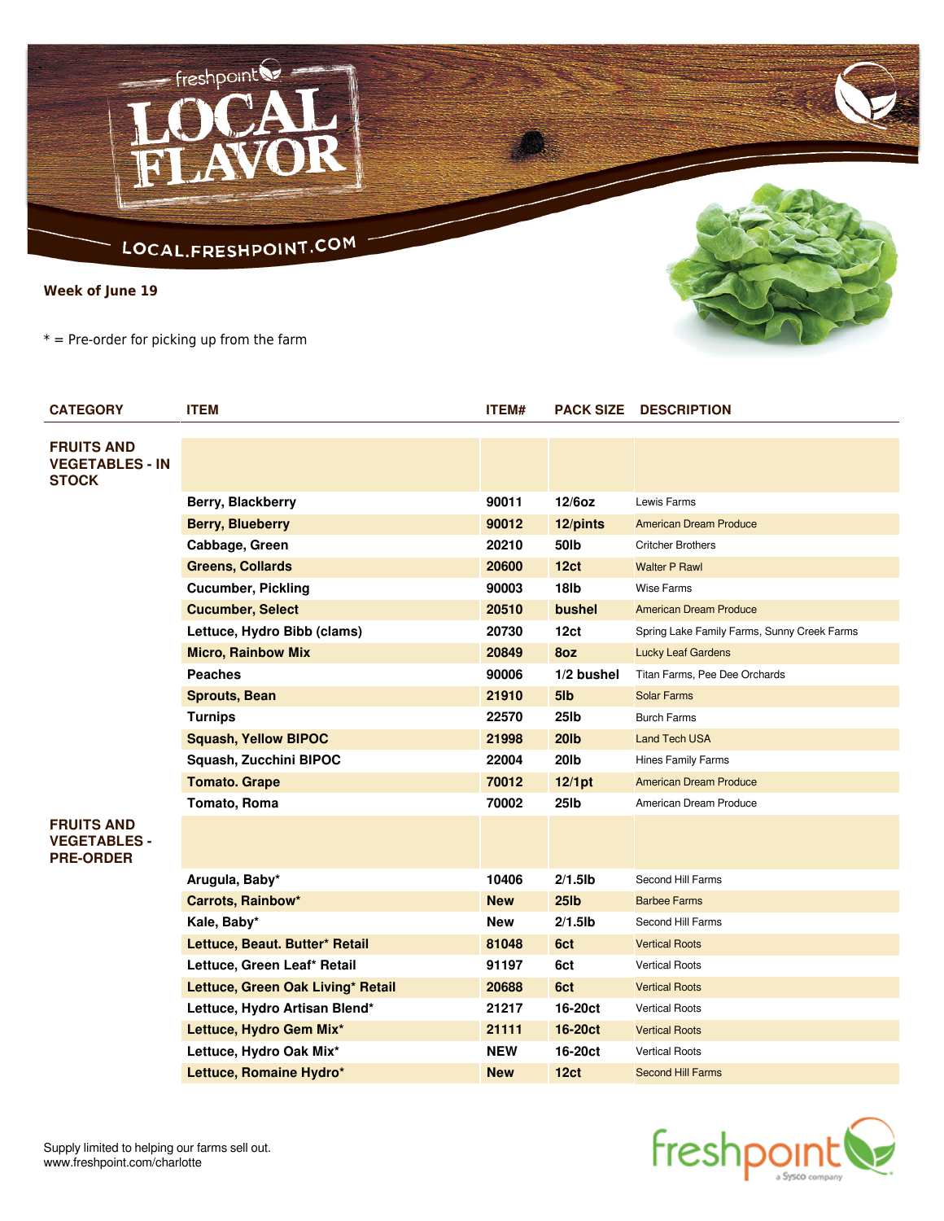# LOCAL FLAVOR

LOCAL.FRESHPOINT.COM

**Week of June 19**

\* = Pre-order for picking up from the farm

| CATEGORY | ITEM | ITEM# | PACK SIZE | DESCRIPTION |
|---|---|---|---|---|
| **FRUITS AND VEGETABLES - IN STOCK** | | | | |
| | **Berry, Blackberry** | **90011** | **12/6oz** | Lewis Farms |
| | **Berry, Blueberry** | **90012** | **12/pints** | American Dream Produce |
| | **Cabbage, Green** | **20210** | **50lb** | Critcher Brothers |
| | **Greens, Collards** | **20600** | **12ct** | Walter P Rawl |
| | **Cucumber, Pickling** | **90003** | **18lb** | Wise Farms |
| | **Cucumber, Select** | **20510** | **bushel** | American Dream Produce |
| | **Lettuce, Hydro Bibb (clams)** | **20730** | **12ct** | Spring Lake Family Farms, Sunny Creek Farms |
| | **Micro, Rainbow Mix** | **20849** | **8oz** | Lucky Leaf Gardens |
| | **Peaches** | **90006** | **1/2 bushel** | Titan Farms, Pee Dee Orchards |
| | **Sprouts, Bean** | **21910** | **5lb** | Solar Farms |
| | **Turnips** | **22570** | **25lb** | Burch Farms |
| | **Squash, Yellow BIPOC** | **21998** | **20lb** | Land Tech USA |
| | **Squash, Zucchini BIPOC** | **22004** | **20lb** | Hines Family Farms |
| | **Tomato. Grape** | **70012** | **12/1pt** | American Dream Produce |
| | **Tomato, Roma** | **70002** | **25lb** | American Dream Produce |
| **FRUITS AND VEGETABLES - PRE-ORDER** | | | | |
| | **Arugula, Baby*** | **10406** | **2/1.5lb** | Second Hill Farms |
| | **Carrots, Rainbow*** | **New** | **25lb** | Barbee Farms |
| | **Kale, Baby*** | **New** | **2/1.5lb** | Second Hill Farms |
| | **Lettuce, Beaut. Butter* Retail** | **81048** | **6ct** | Vertical Roots |
| | **Lettuce, Green Leaf* Retail** | **91197** | **6ct** | Vertical Roots |
| | **Lettuce, Green Oak Living* Retail** | **20688** | **6ct** | Vertical Roots |
| | **Lettuce, Hydro Artisan Blend*** | **21217** | **16-20ct** | Vertical Roots |
| | **Lettuce, Hydro Gem Mix*** | **21111** | **16-20ct** | Vertical Roots |
| | **Lettuce, Hydro Oak Mix*** | **NEW** | **16-20ct** | Vertical Roots |
| | **Lettuce, Romaine Hydro*** | **New** | **12ct** | Second Hill Farms |

Supply limited to helping our farms sell out.
www.freshpoint.com/charlotte

freshpoint a Sysco company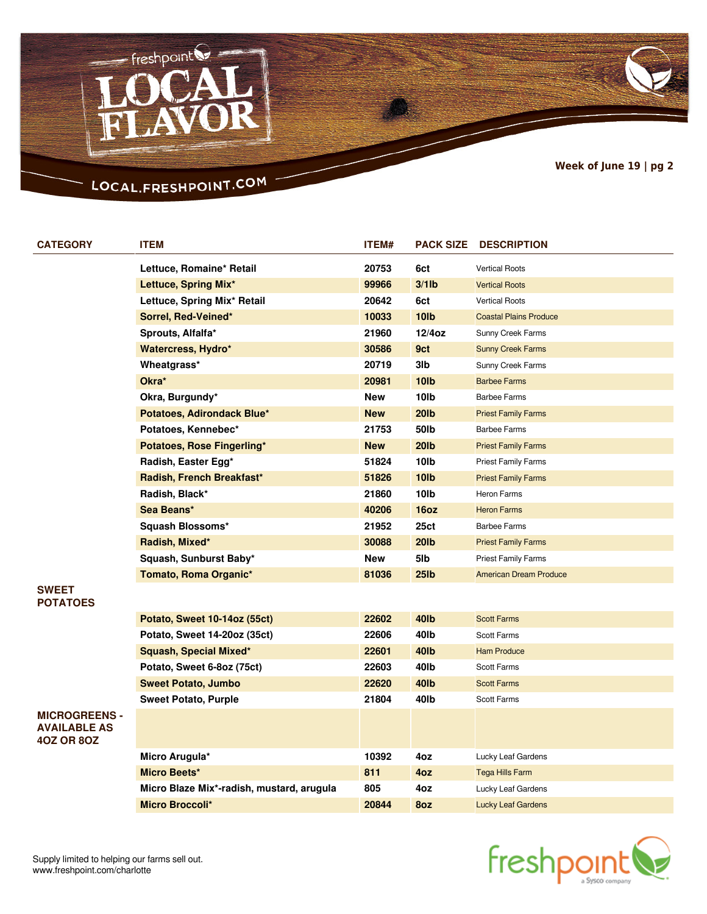# LOCAL FLAVOR

LOCAL.FRESHPOINT.COM

**Week of June 19 | pg 2**

| CATEGORY | ITEM | ITEM# | PACK SIZE | DESCRIPTION |
|---|---|---|---|---|
| | **Lettuce, Romaine* Retail** | **20753** | **6ct** | Vertical Roots |
| | **Lettuce, Spring Mix*** | **99966** | **3/1lb** | Vertical Roots |
| | **Lettuce, Spring Mix* Retail** | **20642** | **6ct** | Vertical Roots |
| | **Sorrel, Red-Veined*** | **10033** | **10lb** | Coastal Plains Produce |
| | **Sprouts, Alfalfa*** | **21960** | **12/4oz** | Sunny Creek Farms |
| | **Watercress, Hydro*** | **30586** | **9ct** | Sunny Creek Farms |
| | **Wheatgrass*** | **20719** | **3lb** | Sunny Creek Farms |
| | **Okra*** | **20981** | **10lb** | Barbee Farms |
| | **Okra, Burgundy*** | **New** | **10lb** | Barbee Farms |
| | **Potatoes, Adirondack Blue*** | **New** | **20lb** | Priest Family Farms |
| | **Potatoes, Kennebec*** | **21753** | **50lb** | Barbee Farms |
| | **Potatoes, Rose Fingerling*** | **New** | **20lb** | Priest Family Farms |
| | **Radish, Easter Egg*** | **51824** | **10lb** | Priest Family Farms |
| | **Radish, French Breakfast*** | **51826** | **10lb** | Priest Family Farms |
| | **Radish, Black*** | **21860** | **10lb** | Heron Farms |
| | **Sea Beans*** | **40206** | **16oz** | Heron Farms |
| | **Squash Blossoms*** | **21952** | **25ct** | Barbee Farms |
| | **Radish, Mixed*** | **30088** | **20lb** | Priest Family Farms |
| | **Squash, Sunburst Baby*** | **New** | **5lb** | Priest Family Farms |
| | **Tomato, Roma Organic*** | **81036** | **25lb** | American Dream Produce |
| **SWEET POTATOES** | | | | |
| | **Potato, Sweet 10-14oz (55ct)** | **22602** | **40lb** | Scott Farms |
| | **Potato, Sweet 14-20oz (35ct)** | **22606** | **40lb** | Scott Farms |
| | **Squash, Special Mixed*** | **22601** | **40lb** | Ham Produce |
| | **Potato, Sweet 6-8oz (75ct)** | **22603** | **40lb** | Scott Farms |
| | **Sweet Potato, Jumbo** | **22620** | **40lb** | Scott Farms |
| | **Sweet Potato, Purple** | **21804** | **40lb** | Scott Farms |
| **MICROGREENS - AVAILABLE AS 4OZ OR 8OZ** | | | | |
| | **Micro Arugula*** | **10392** | **4oz** | Lucky Leaf Gardens |
| | **Micro Beets*** | **811** | **4oz** | Tega Hills Farm |
| | **Micro Blaze Mix*-radish, mustard, arugula** | **805** | **4oz** | Lucky Leaf Gardens |
| | **Micro Broccoli*** | **20844** | **8oz** | Lucky Leaf Gardens |

Supply limited to helping our farms sell out.
www.freshpoint.com/charlotte

freshpoint a Sysco company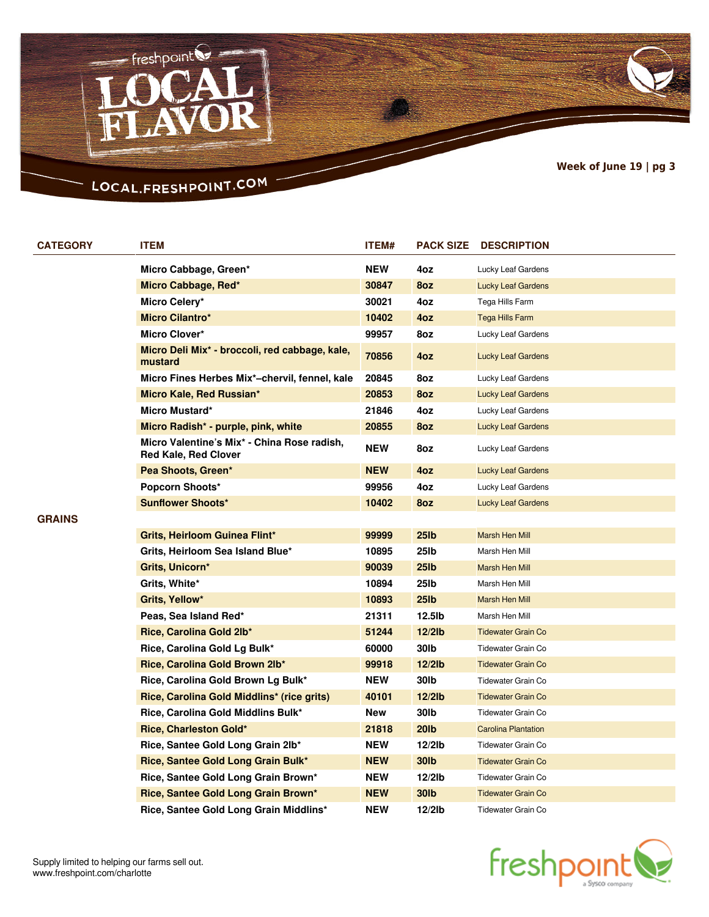| CATEGORY | ITEM | ITEM# | PACK SIZE | DESCRIPTION |
|---|---|---|---|---|
| | Micro Cabbage, Green* | NEW | 4oz | Lucky Leaf Gardens |
| | Micro Cabbage, Red* | 30847 | 8oz | Lucky Leaf Gardens |
| | Micro Celery* | 30021 | 4oz | Tega Hills Farm |
| | Micro Cilantro* | 10402 | 4oz | Tega Hills Farm |
| | Micro Clover* | 99957 | 8oz | Lucky Leaf Gardens |
| | Micro Deli Mix* - broccoli, red cabbage, kale, mustard | 70856 | 4oz | Lucky Leaf Gardens |
| | Micro Fines Herbes Mix*–chervil, fennel, kale | 20845 | 8oz | Lucky Leaf Gardens |
| | Micro Kale, Red Russian* | 20853 | 8oz | Lucky Leaf Gardens |
| | Micro Mustard* | 21846 | 4oz | Lucky Leaf Gardens |
| | Micro Radish* - purple, pink, white | 20855 | 8oz | Lucky Leaf Gardens |
| | Micro Valentine's Mix* - China Rose radish, Red Kale, Red Clover | NEW | 8oz | Lucky Leaf Gardens |
| | Pea Shoots, Green* | NEW | 4oz | Lucky Leaf Gardens |
| | Popcorn Shoots* | 99956 | 4oz | Lucky Leaf Gardens |
| | Sunflower Shoots* | 10402 | 8oz | Lucky Leaf Gardens |
| GRAINS | | | | |
| | Grits, Heirloom Guinea Flint* | 99999 | 25lb | Marsh Hen Mill |
| | Grits, Heirloom Sea Island Blue* | 10895 | 25lb | Marsh Hen Mill |
| | Grits, Unicorn* | 90039 | 25lb | Marsh Hen Mill |
| | Grits, White* | 10894 | 25lb | Marsh Hen Mill |
| | Grits, Yellow* | 10893 | 25lb | Marsh Hen Mill |
| | Peas, Sea Island Red* | 21311 | 12.5lb | Marsh Hen Mill |
| | Rice, Carolina Gold 2lb* | 51244 | 12/2lb | Tidewater Grain Co |
| | Rice, Carolina Gold Lg Bulk* | 60000 | 30lb | Tidewater Grain Co |
| | Rice, Carolina Gold Brown 2lb* | 99918 | 12/2lb | Tidewater Grain Co |
| | Rice, Carolina Gold Brown Lg Bulk* | NEW | 30lb | Tidewater Grain Co |
| | Rice, Carolina Gold Middlins* (rice grits) | 40101 | 12/2lb | Tidewater Grain Co |
| | Rice, Carolina Gold Middlins Bulk* | New | 30lb | Tidewater Grain Co |
| | Rice, Charleston Gold* | 21818 | 20lb | Carolina Plantation |
| | Rice, Santee Gold Long Grain 2lb* | NEW | 12/2lb | Tidewater Grain Co |
| | Rice, Santee Gold Long Grain Bulk* | NEW | 30lb | Tidewater Grain Co |
| | Rice, Santee Gold Long Grain Brown* | NEW | 12/2lb | Tidewater Grain Co |
| | Rice, Santee Gold Long Grain Brown* | NEW | 30lb | Tidewater Grain Co |
| | Rice, Santee Gold Long Grain Middlins* | NEW | 12/2lb | Tidewater Grain Co |

Supply limited to helping our farms sell out.
www.freshpoint.com/charlotte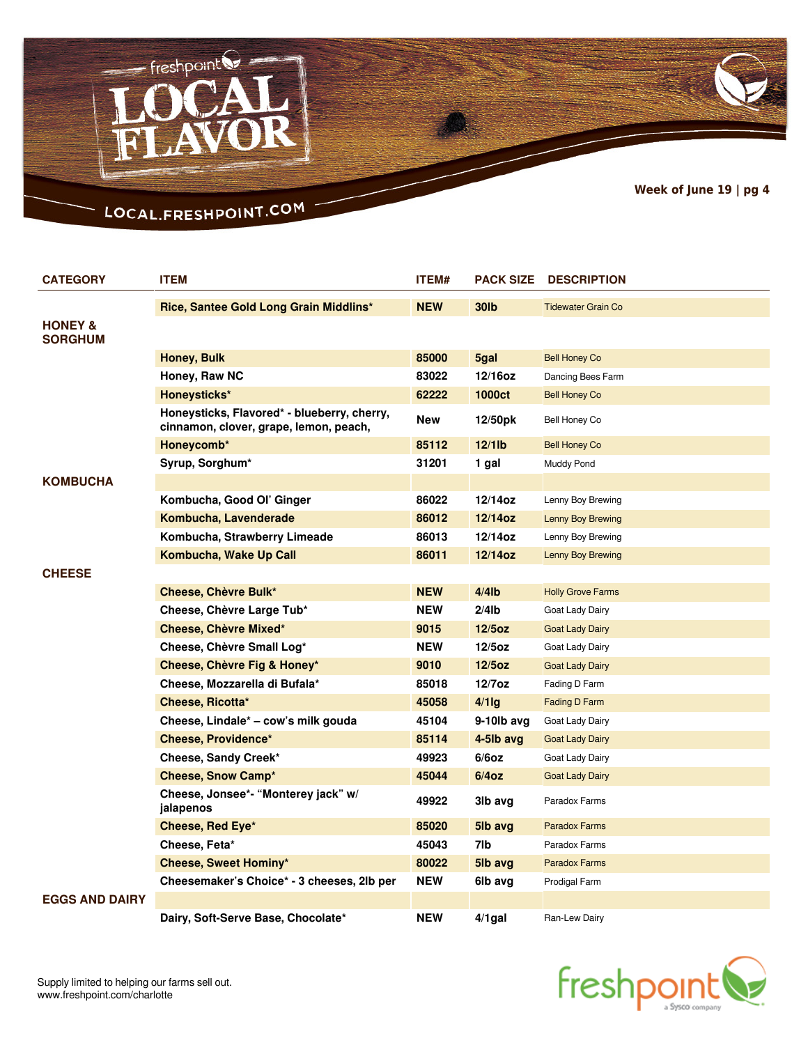# LOCAL FLAVOR

LOCAL.FRESHPOINT.COM

Week of June 19 | pg 4

| CATEGORY | ITEM | ITEM# | PACK SIZE | DESCRIPTION |
|---|---|---|---|---|
| | **Rice, Santee Gold Long Grain Middlins*** | **NEW** | **30lb** | Tidewater Grain Co |
| **HONEY & SORGHUM** | | | | |
| | **Honey, Bulk** | **85000** | **5gal** | Bell Honey Co |
| | **Honey, Raw NC** | **83022** | **12/16oz** | Dancing Bees Farm |
| | **Honeysticks*** | **62222** | **1000ct** | Bell Honey Co |
| | **Honeysticks, Flavored* - blueberry, cherry, cinnamon, clover, grape, lemon, peach,** | **New** | **12/50pk** | Bell Honey Co |
| | **Honeycomb*** | **85112** | **12/1lb** | Bell Honey Co |
| | **Syrup, Sorghum*** | **31201** | **1 gal** | Muddy Pond |
| **KOMBUCHA** | | | | |
| | **Kombucha, Good Ol' Ginger** | **86022** | **12/14oz** | Lenny Boy Brewing |
| | **Kombucha, Lavenderade** | **86012** | **12/14oz** | Lenny Boy Brewing |
| | **Kombucha, Strawberry Limeade** | **86013** | **12/14oz** | Lenny Boy Brewing |
| | **Kombucha, Wake Up Call** | **86011** | **12/14oz** | Lenny Boy Brewing |
| **CHEESE** | | | | |
| | **Cheese, Chèvre Bulk*** | **NEW** | **4/4lb** | Holly Grove Farms |
| | **Cheese, Chèvre Large Tub*** | **NEW** | **2/4lb** | Goat Lady Dairy |
| | **Cheese, Chèvre Mixed*** | **9015** | **12/5oz** | Goat Lady Dairy |
| | **Cheese, Chèvre Small Log*** | **NEW** | **12/5oz** | Goat Lady Dairy |
| | **Cheese, Chèvre Fig & Honey*** | **9010** | **12/5oz** | Goat Lady Dairy |
| | **Cheese, Mozzarella di Bufala*** | **85018** | **12/7oz** | Fading D Farm |
| | **Cheese, Ricotta*** | **45058** | **4/1lg** | Fading D Farm |
| | **Cheese, Lindale* – cow's milk gouda** | **45104** | **9-10lb avg** | Goat Lady Dairy |
| | **Cheese, Providence*** | **85114** | **4-5lb avg** | Goat Lady Dairy |
| | **Cheese, Sandy Creek*** | **49923** | **6/6oz** | Goat Lady Dairy |
| | **Cheese, Snow Camp*** | **45044** | **6/4oz** | Goat Lady Dairy |
| | **Cheese, Jonsee*- "Monterey jack" w/ jalapenos** | **49922** | **3lb avg** | Paradox Farms |
| | **Cheese, Red Eye*** | **85020** | **5lb avg** | Paradox Farms |
| | **Cheese, Feta*** | **45043** | **7lb** | Paradox Farms |
| | **Cheese, Sweet Hominy*** | **80022** | **5lb avg** | Paradox Farms |
| | **Cheesemaker's Choice* - 3 cheeses, 2lb per** | **NEW** | **6lb avg** | Prodigal Farm |
| **EGGS AND DAIRY** | | | | |
| | **Dairy, Soft-Serve Base, Chocolate*** | **NEW** | **4/1gal** | Ran-Lew Dairy |

Supply limited to helping our farms sell out.
www.freshpoint.com/charlotte

freshpoint a Sysco company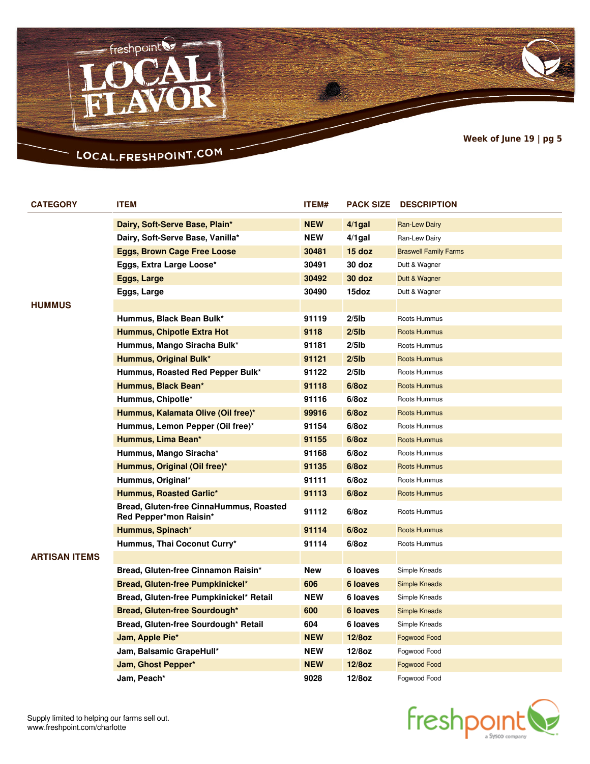# LOCAL FLAVOR

LOCAL.FRESHPOINT.COM

Week of June 19 | pg 5

| CATEGORY | ITEM | ITEM# | PACK SIZE | DESCRIPTION |
|---|---|---|---|---|
| | Dairy, Soft-Serve Base, Plain* | NEW | 4/1gal | Ran-Lew Dairy |
| | Dairy, Soft-Serve Base, Vanilla* | NEW | 4/1gal | Ran-Lew Dairy |
| | Eggs, Brown Cage Free Loose | 30481 | 15 doz | Braswell Family Farms |
| | Eggs, Extra Large Loose* | 30491 | 30 doz | Dutt & Wagner |
| | Eggs, Large | 30492 | 30 doz | Dutt & Wagner |
| | Eggs, Large | 30490 | 15doz | Dutt & Wagner |
| HUMMUS | | | | |
| | Hummus, Black Bean Bulk* | 91119 | 2/5lb | Roots Hummus |
| | Hummus, Chipotle Extra Hot | 9118 | 2/5lb | Roots Hummus |
| | Hummus, Mango Siracha Bulk* | 91181 | 2/5lb | Roots Hummus |
| | Hummus, Original Bulk* | 91121 | 2/5lb | Roots Hummus |
| | Hummus, Roasted Red Pepper Bulk* | 91122 | 2/5lb | Roots Hummus |
| | Hummus, Black Bean* | 91118 | 6/8oz | Roots Hummus |
| | Hummus, Chipotle* | 91116 | 6/8oz | Roots Hummus |
| | Hummus, Kalamata Olive (Oil free)* | 99916 | 6/8oz | Roots Hummus |
| | Hummus, Lemon Pepper (Oil free)* | 91154 | 6/8oz | Roots Hummus |
| | Hummus, Lima Bean* | 91155 | 6/8oz | Roots Hummus |
| | Hummus, Mango Siracha* | 91168 | 6/8oz | Roots Hummus |
| | Hummus, Original (Oil free)* | 91135 | 6/8oz | Roots Hummus |
| | Hummus, Original* | 91111 | 6/8oz | Roots Hummus |
| | Hummus, Roasted Garlic* | 91113 | 6/8oz | Roots Hummus |
| | Bread, Gluten-free CinnaHummus, Roasted Red Pepper*mon Raisin* | 91112 | 6/8oz | Roots Hummus |
| | Hummus, Spinach* | 91114 | 6/8oz | Roots Hummus |
| | Hummus, Thai Coconut Curry* | 91114 | 6/8oz | Roots Hummus |
| ARTISAN ITEMS | | | | |
| | Bread, Gluten-free Cinnamon Raisin* | New | 6 loaves | Simple Kneads |
| | Bread, Gluten-free Pumpkinickel* | 606 | 6 loaves | Simple Kneads |
| | Bread, Gluten-free Pumpkinickel* Retail | NEW | 6 loaves | Simple Kneads |
| | Bread, Gluten-free Sourdough* | 600 | 6 loaves | Simple Kneads |
| | Bread, Gluten-free Sourdough* Retail | 604 | 6 loaves | Simple Kneads |
| | Jam, Apple Pie* | NEW | 12/8oz | Fogwood Food |
| | Jam, Balsamic GrapeHull* | NEW | 12/8oz | Fogwood Food |
| | Jam, Ghost Pepper* | NEW | 12/8oz | Fogwood Food |
| | Jam, Peach* | 9028 | 12/8oz | Fogwood Food |

Supply limited to helping our farms sell out.
www.freshpoint.com/charlotte

freshpoint a Sysco company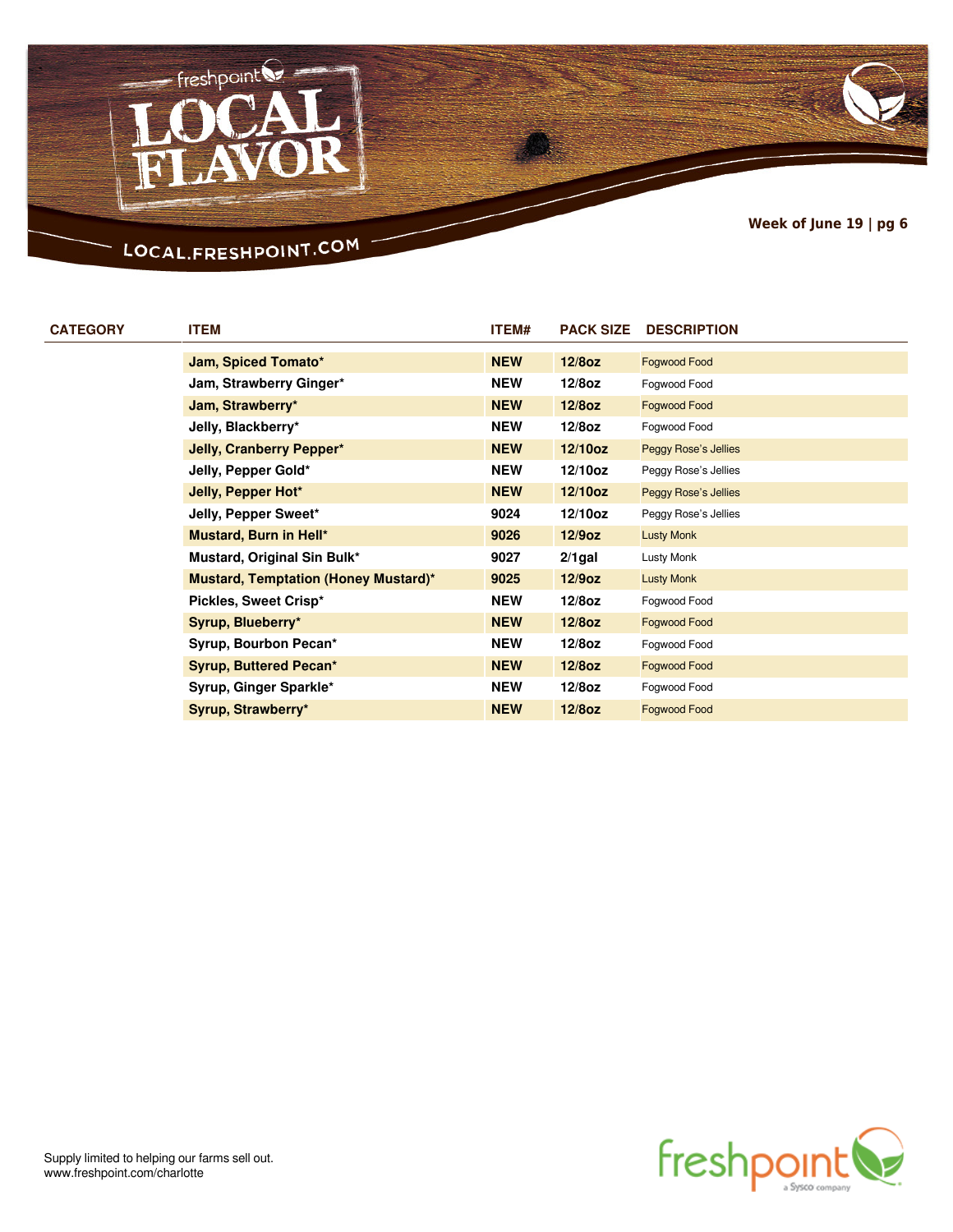# LOCAL FLAVOR

LOCAL.FRESHPOINT.COM

Week of June 19 | pg 6

| CATEGORY | ITEM | ITEM# | PACK SIZE | DESCRIPTION |
|---|---|---|---|---|
| | **Jam, Spiced Tomato*** | **NEW** | **12/8oz** | Fogwood Food |
| | **Jam, Strawberry Ginger*** | **NEW** | **12/8oz** | Fogwood Food |
| | **Jam, Strawberry*** | **NEW** | **12/8oz** | Fogwood Food |
| | **Jelly, Blackberry*** | **NEW** | **12/8oz** | Fogwood Food |
| | **Jelly, Cranberry Pepper*** | **NEW** | **12/10oz** | Peggy Rose's Jellies |
| | **Jelly, Pepper Gold*** | **NEW** | **12/10oz** | Peggy Rose's Jellies |
| | **Jelly, Pepper Hot*** | **NEW** | **12/10oz** | Peggy Rose's Jellies |
| | **Jelly, Pepper Sweet*** | **9024** | **12/10oz** | Peggy Rose's Jellies |
| | **Mustard, Burn in Hell*** | **9026** | **12/9oz** | Lusty Monk |
| | **Mustard, Original Sin Bulk*** | **9027** | **2/1gal** | Lusty Monk |
| | **Mustard, Temptation (Honey Mustard)*** | **9025** | **12/9oz** | Lusty Monk |
| | **Pickles, Sweet Crisp*** | **NEW** | **12/8oz** | Fogwood Food |
| | **Syrup, Blueberry*** | **NEW** | **12/8oz** | Fogwood Food |
| | **Syrup, Bourbon Pecan*** | **NEW** | **12/8oz** | Fogwood Food |
| | **Syrup, Buttered Pecan*** | **NEW** | **12/8oz** | Fogwood Food |
| | **Syrup, Ginger Sparkle*** | **NEW** | **12/8oz** | Fogwood Food |
| | **Syrup, Strawberry*** | **NEW** | **12/8oz** | Fogwood Food |

Supply limited to helping our farms sell out.
www.freshpoint.com/charlotte

freshpoint a Sysco company